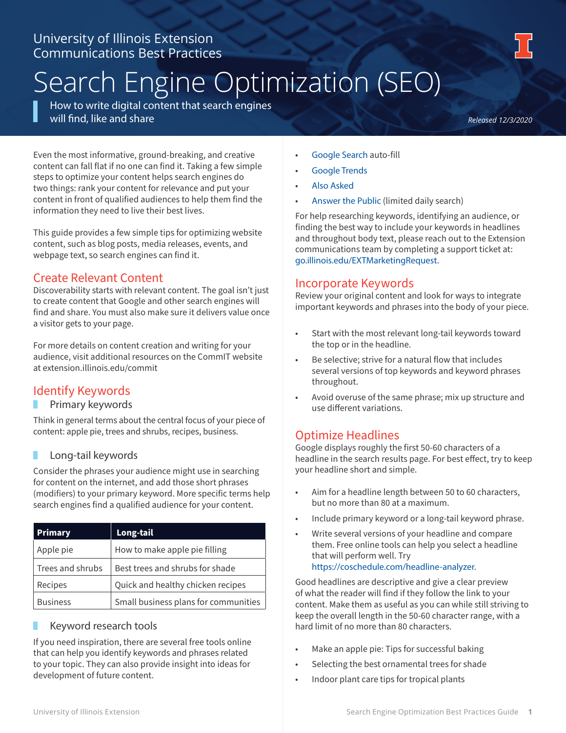University of Illinois Extension
Communications Best Practices

# Search Engine Optimization (SEO)

How to write digital content that search engines will find, like and share

*Released 12/3/2020*

Even the most informative, ground-breaking, and creative content can fall flat if no one can find it. Taking a few simple steps to optimize your content helps search engines do two things: rank your content for relevance and put your content in front of qualified audiences to help them find the information they need to live their best lives.

This guide provides a few simple tips for optimizing website content, such as blog posts, media releases, events, and webpage text, so search engines can find it.

## Create Relevant Content

Discoverability starts with relevant content. The goal isn't just to create content that Google and other search engines will find and share. You must also make sure it delivers value once a visitor gets to your page.

For more details on content creation and writing for your audience, visit additional resources on the CommIT website at extension.illinois.edu/commit

## Identify Keywords

### Primary keywords

Think in general terms about the central focus of your piece of content: apple pie, trees and shrubs, recipes, business.

### Long-tail keywords

Consider the phrases your audience might use in searching for content on the internet, and add those short phrases (modifiers) to your primary keyword. More specific terms help search engines find a qualified audience for your content.

| Primary | Long-tail |
|---|---|
| Apple pie | How to make apple pie filling |
| Trees and shrubs | Best trees and shrubs for shade |
| Recipes | Quick and healthy chicken recipes |
| Business | Small business plans for communities |

### Keyword research tools

If you need inspiration, there are several free tools online that can help you identify keywords and phrases related to your topic. They can also provide insight into ideas for development of future content.

- Google Search auto-fill
- Google Trends
- Also Asked
- Answer the Public (limited daily search)

For help researching keywords, identifying an audience, or finding the best way to include your keywords in headlines and throughout body text, please reach out to the Extension communications team by completing a support ticket at: go.illinois.edu/EXTMarketingRequest.

## Incorporate Keywords

Review your original content and look for ways to integrate important keywords and phrases into the body of your piece.

- Start with the most relevant long-tail keywords toward the top or in the headline.
- Be selective; strive for a natural flow that includes several versions of top keywords and keyword phrases throughout.
- Avoid overuse of the same phrase; mix up structure and use different variations.

## Optimize Headlines

Google displays roughly the first 50-60 characters of a headline in the search results page. For best effect, try to keep your headline short and simple.

- Aim for a headline length between 50 to 60 characters, but no more than 80 at a maximum.
- Include primary keyword or a long-tail keyword phrase.
- Write several versions of your headline and compare them. Free online tools can help you select a headline that will perform well. Try https://coschedule.com/headline-analyzer.

Good headlines are descriptive and give a clear preview of what the reader will find if they follow the link to your content. Make them as useful as you can while still striving to keep the overall length in the 50-60 character range, with a hard limit of no more than 80 characters.

- Make an apple pie: Tips for successful baking
- Selecting the best ornamental trees for shade
- Indoor plant care tips for tropical plants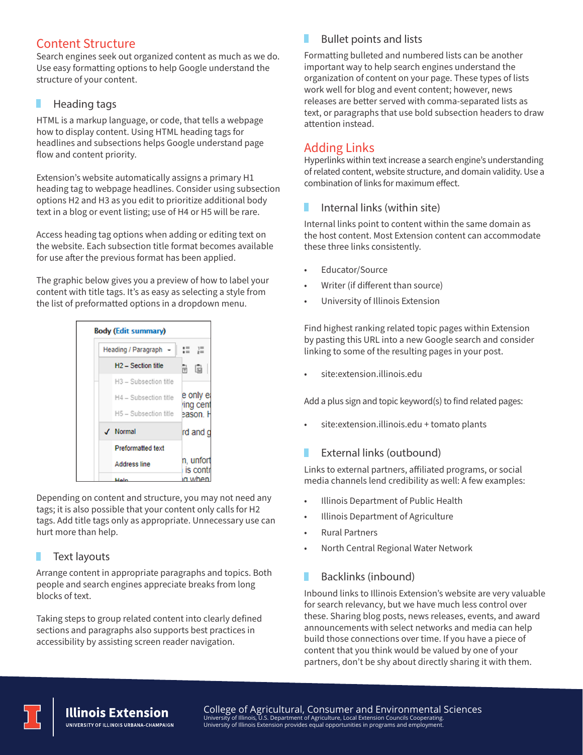## Content Structure

Search engines seek out organized content as much as we do. Use easy formatting options to help Google understand the structure of your content.

### Heading tags

HTML is a markup language, or code, that tells a webpage how to display content. Using HTML heading tags for headlines and subsections helps Google understand page flow and content priority.

Extension's website automatically assigns a primary H1 heading tag to webpage headlines. Consider using subsection options H2 and H3 as you edit to prioritize additional body text in a blog or event listing; use of H4 or H5 will be rare.

Access heading tag options when adding or editing text on the website. Each subsection title format becomes available for use after the previous format has been applied.

The graphic below gives you a preview of how to label your content with title tags. It's as easy as selecting a style from the list of preformatted options in a dropdown menu.

Body (Edit summary)
Heading / Paragraph
H2 – Section title
H3 – Subsection title
H4 – Subsection title
H5 – Subsection title
✓ Normal
Preformatted text
Address line
Help

Depending on content and structure, you may not need any tags; it is also possible that your content only calls for H2 tags. Add title tags only as appropriate. Unnecessary use can hurt more than help.

### Text layouts

Arrange content in appropriate paragraphs and topics. Both people and search engines appreciate breaks from long blocks of text.

Taking steps to group related content into clearly defined sections and paragraphs also supports best practices in accessibility by assisting screen reader navigation.

### Bullet points and lists

Formatting bulleted and numbered lists can be another important way to help search engines understand the organization of content on your page. These types of lists work well for blog and event content; however, news releases are better served with comma-separated lists as text, or paragraphs that use bold subsection headers to draw attention instead.

## Adding Links

Hyperlinks within text increase a search engine's understanding of related content, website structure, and domain validity. Use a combination of links for maximum effect.

### Internal links (within site)

Internal links point to content within the same domain as the host content. Most Extension content can accommodate these three links consistently.

- Educator/Source
- Writer (if different than source)
- University of Illinois Extension

Find highest ranking related topic pages within Extension by pasting this URL into a new Google search and consider linking to some of the resulting pages in your post.

- site:extension.illinois.edu

Add a plus sign and topic keyword(s) to find related pages:

- site:extension.illinois.edu + tomato plants

### External links (outbound)

Links to external partners, affiliated programs, or social media channels lend credibility as well: A few examples:

- Illinois Department of Public Health
- Illinois Department of Agriculture
- Rural Partners
- North Central Regional Water Network

### Backlinks (inbound)

Inbound links to Illinois Extension's website are very valuable for search relevancy, but we have much less control over these. Sharing blog posts, news releases, events, and award announcements with select networks and media can help build those connections over time. If you have a piece of content that you think would be valued by one of your partners, don't be shy about directly sharing it with them.

Illinois Extension
UNIVERSITY OF ILLINOIS URBANA-CHAMPAIGN

College of Agricultural, Consumer and Environmental Sciences
University of Illinois, U.S. Department of Agriculture, Local Extension Councils Cooperating.
University of Illinois Extension provides equal opportunities in programs and employment.